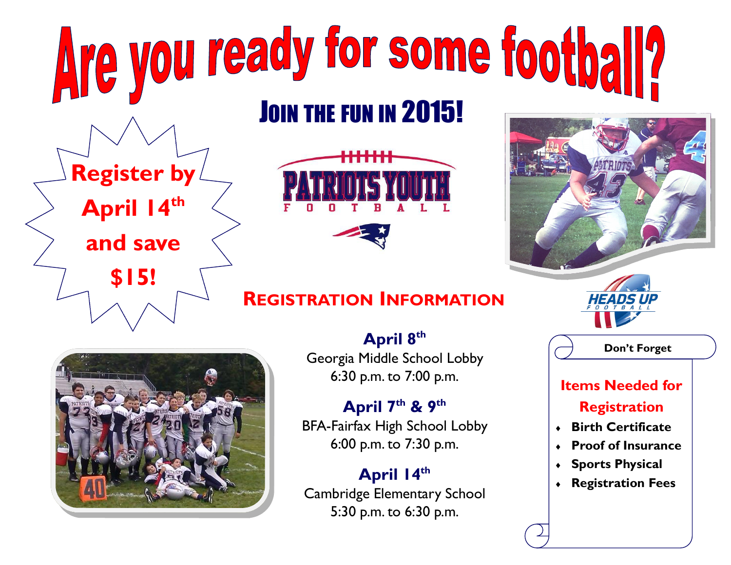# Are you ready for some football?

## Join the fun in 2015!

**Register by April 14th and save $15!**

PATRIOTS YOUTH FOOTBALL

HEADS UP FOOTBALL

## Registration Information

**April 8th**
Georgia Middle School Lobby
6:30 p.m. to 7:00 p.m.

**April 7th & 9th**
BFA-Fairfax High School Lobby
6:00 p.m. to 7:30 p.m.

**April 14th**
Cambridge Elementary School
5:30 p.m. to 6:30 p.m.

**Don't Forget**

### Items Needed for Registration

- **Birth Certificate**
- **Proof of Insurance**
- **Sports Physical**
- **Registration Fees**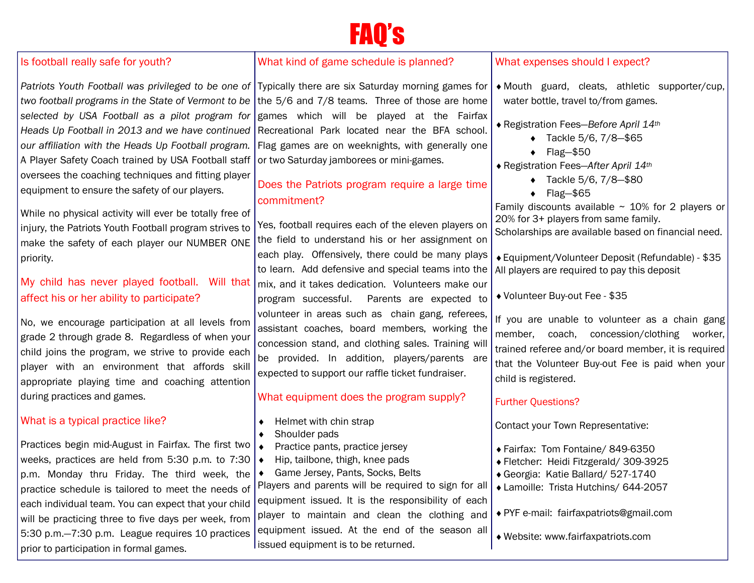# FAQ's

## Is football really safe for youth?

*Patriots Youth Football was privileged to be one of two football programs in the State of Vermont to be selected by USA Football as a pilot program for Heads Up Football in 2013 and we have continued our affiliation with the Heads Up Football program.* A Player Safety Coach trained by USA Football staff oversees the coaching techniques and fitting player equipment to ensure the safety of our players.

While no physical activity will ever be totally free of injury, the Patriots Youth Football program strives to make the safety of each player our NUMBER ONE priority.

## My child has never played football. Will that affect his or her ability to participate?

No, we encourage participation at all levels from grade 2 through grade 8. Regardless of when your child joins the program, we strive to provide each player with an environment that affords skill appropriate playing time and coaching attention during practices and games.

## What is a typical practice like?

Practices begin mid-August in Fairfax. The first two weeks, practices are held from 5:30 p.m. to 7:30 p.m. Monday thru Friday. The third week, the practice schedule is tailored to meet the needs of each individual team. You can expect that your child will be practicing three to five days per week, from 5:30 p.m.—7:30 p.m. League requires 10 practices prior to participation in formal games.

## What kind of game schedule is planned?

Typically there are six Saturday morning games for the 5/6 and 7/8 teams. Three of those are home games which will be played at the Fairfax Recreational Park located near the BFA school. Flag games are on weeknights, with generally one or two Saturday jamborees or mini-games.

## Does the Patriots program require a large time commitment?

Yes, football requires each of the eleven players on the field to understand his or her assignment on each play. Offensively, there could be many plays to learn. Add defensive and special teams into the mix, and it takes dedication. Volunteers make our program successful. Parents are expected to volunteer in areas such as chain gang, referees, assistant coaches, board members, working the concession stand, and clothing sales. Training will be provided. In addition, players/parents are expected to support our raffle ticket fundraiser.

## What equipment does the program supply?

- Helmet with chin strap
- Shoulder pads
- Practice pants, practice jersey
- Hip, tailbone, thigh, knee pads
- Game Jersey, Pants, Socks, Belts

Players and parents will be required to sign for all equipment issued. It is the responsibility of each player to maintain and clean the clothing and equipment issued. At the end of the season all issued equipment is to be returned.

## What expenses should I expect?

- Mouth guard, cleats, athletic supporter/cup, water bottle, travel to/from games.

- Registration Fees—*Before April 14th*
  - Tackle 5/6, 7/8—$65
  - Flag—$50
- Registration Fees—*After April 14th*
  - Tackle 5/6, 7/8—$80
  - Flag—$65

Family discounts available ~ 10% for 2 players or 20% for 3+ players from same family.
Scholarships are available based on financial need.

- Equipment/Volunteer Deposit (Refundable) - $35

All players are required to pay this deposit

- Volunteer Buy-out Fee - $35

If you are unable to volunteer as a chain gang member, coach, concession/clothing worker, trained referee and/or board member, it is required that the Volunteer Buy-out Fee is paid when your child is registered.

## Further Questions?

Contact your Town Representative:

- Fairfax: Tom Fontaine/ 849-6350
- Fletcher: Heidi Fitzgerald/ 309-3925
- Georgia: Katie Ballard/ 527-1740
- Lamoille: Trista Hutchins/ 644-2057

- PYF e-mail: fairfaxpatriots@gmail.com

- Website: www.fairfaxpatriots.com